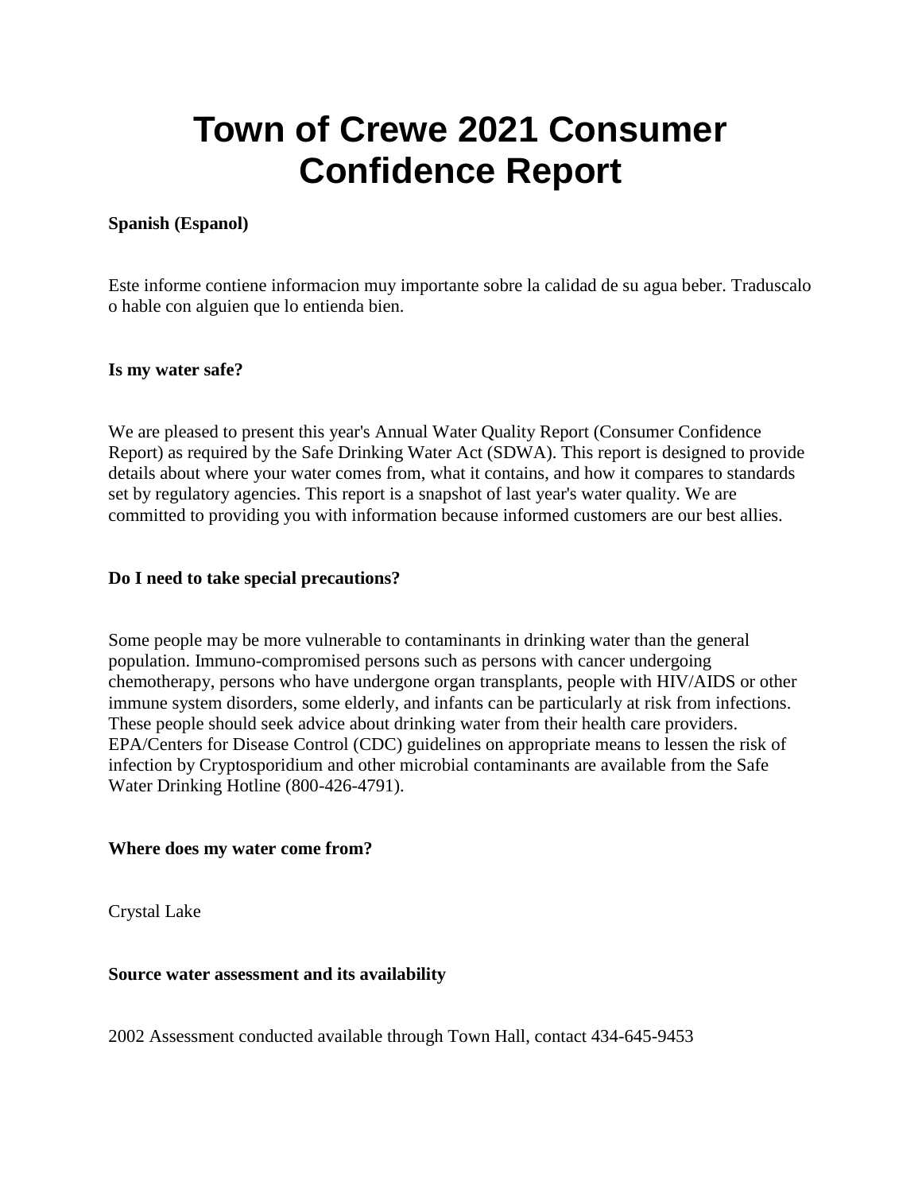# Town of Crewe 2021 Consumer Confidence Report

**Spanish (Espanol)**

Este informe contiene informacion muy importante sobre la calidad de su agua beber. Traduscalo o hable con alguien que lo entienda bien.

**Is my water safe?**

We are pleased to present this year's Annual Water Quality Report (Consumer Confidence Report) as required by the Safe Drinking Water Act (SDWA). This report is designed to provide details about where your water comes from, what it contains, and how it compares to standards set by regulatory agencies. This report is a snapshot of last year's water quality. We are committed to providing you with information because informed customers are our best allies.

**Do I need to take special precautions?**

Some people may be more vulnerable to contaminants in drinking water than the general population. Immuno-compromised persons such as persons with cancer undergoing chemotherapy, persons who have undergone organ transplants, people with HIV/AIDS or other immune system disorders, some elderly, and infants can be particularly at risk from infections. These people should seek advice about drinking water from their health care providers. EPA/Centers for Disease Control (CDC) guidelines on appropriate means to lessen the risk of infection by Cryptosporidium and other microbial contaminants are available from the Safe Water Drinking Hotline (800-426-4791).

**Where does my water come from?**

Crystal Lake

**Source water assessment and its availability**

2002 Assessment conducted available through Town Hall, contact 434-645-9453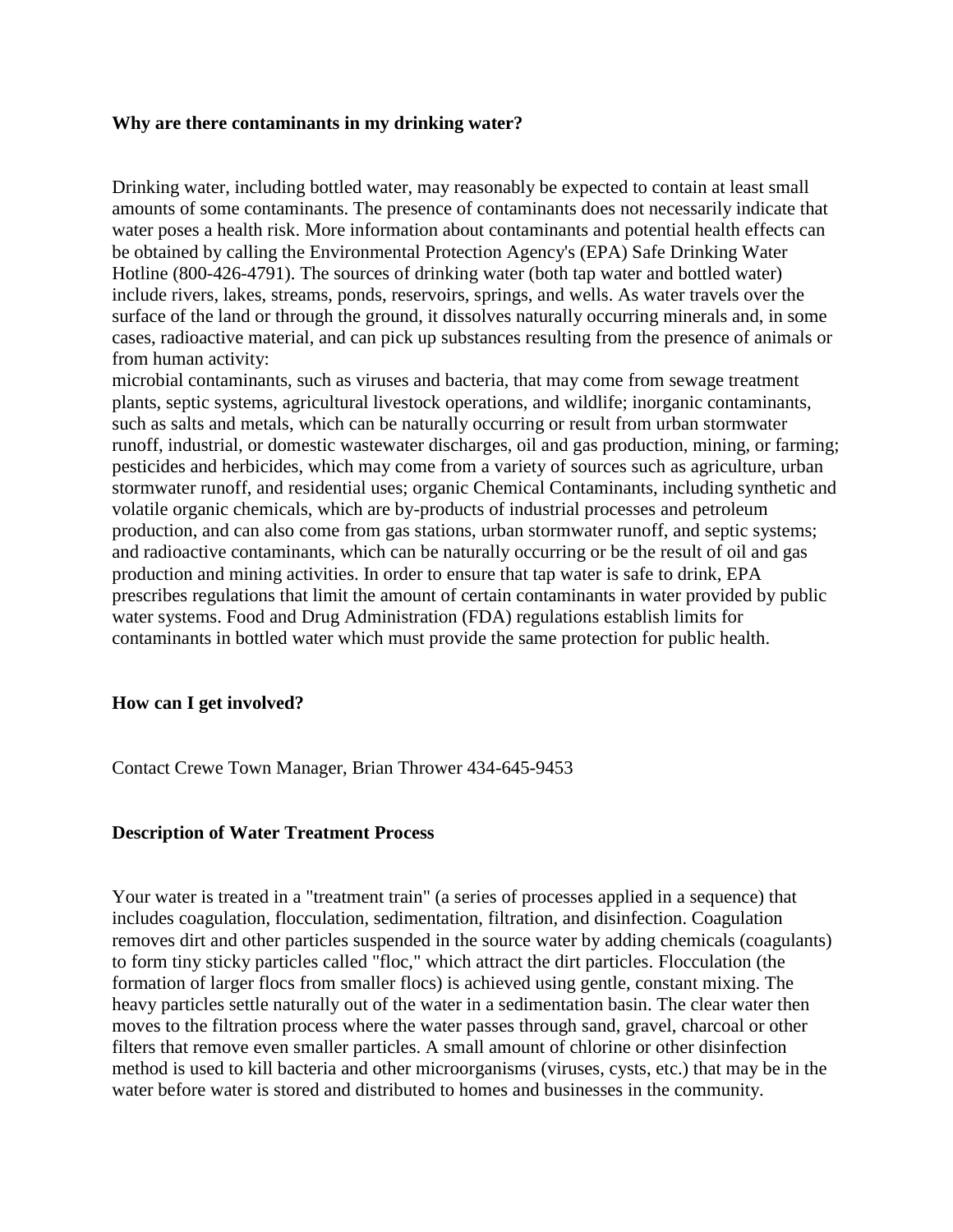**Why are there contaminants in my drinking water?**

Drinking water, including bottled water, may reasonably be expected to contain at least small amounts of some contaminants. The presence of contaminants does not necessarily indicate that water poses a health risk. More information about contaminants and potential health effects can be obtained by calling the Environmental Protection Agency's (EPA) Safe Drinking Water Hotline (800-426-4791). The sources of drinking water (both tap water and bottled water) include rivers, lakes, streams, ponds, reservoirs, springs, and wells. As water travels over the surface of the land or through the ground, it dissolves naturally occurring minerals and, in some cases, radioactive material, and can pick up substances resulting from the presence of animals or from human activity:
microbial contaminants, such as viruses and bacteria, that may come from sewage treatment plants, septic systems, agricultural livestock operations, and wildlife; inorganic contaminants, such as salts and metals, which can be naturally occurring or result from urban stormwater runoff, industrial, or domestic wastewater discharges, oil and gas production, mining, or farming; pesticides and herbicides, which may come from a variety of sources such as agriculture, urban stormwater runoff, and residential uses; organic Chemical Contaminants, including synthetic and volatile organic chemicals, which are by-products of industrial processes and petroleum production, and can also come from gas stations, urban stormwater runoff, and septic systems; and radioactive contaminants, which can be naturally occurring or be the result of oil and gas production and mining activities. In order to ensure that tap water is safe to drink, EPA prescribes regulations that limit the amount of certain contaminants in water provided by public water systems. Food and Drug Administration (FDA) regulations establish limits for contaminants in bottled water which must provide the same protection for public health.

**How can I get involved?**

Contact Crewe Town Manager, Brian Thrower 434-645-9453

**Description of Water Treatment Process**

Your water is treated in a "treatment train" (a series of processes applied in a sequence) that includes coagulation, flocculation, sedimentation, filtration, and disinfection. Coagulation removes dirt and other particles suspended in the source water by adding chemicals (coagulants) to form tiny sticky particles called "floc," which attract the dirt particles. Flocculation (the formation of larger flocs from smaller flocs) is achieved using gentle, constant mixing. The heavy particles settle naturally out of the water in a sedimentation basin. The clear water then moves to the filtration process where the water passes through sand, gravel, charcoal or other filters that remove even smaller particles. A small amount of chlorine or other disinfection method is used to kill bacteria and other microorganisms (viruses, cysts, etc.) that may be in the water before water is stored and distributed to homes and businesses in the community.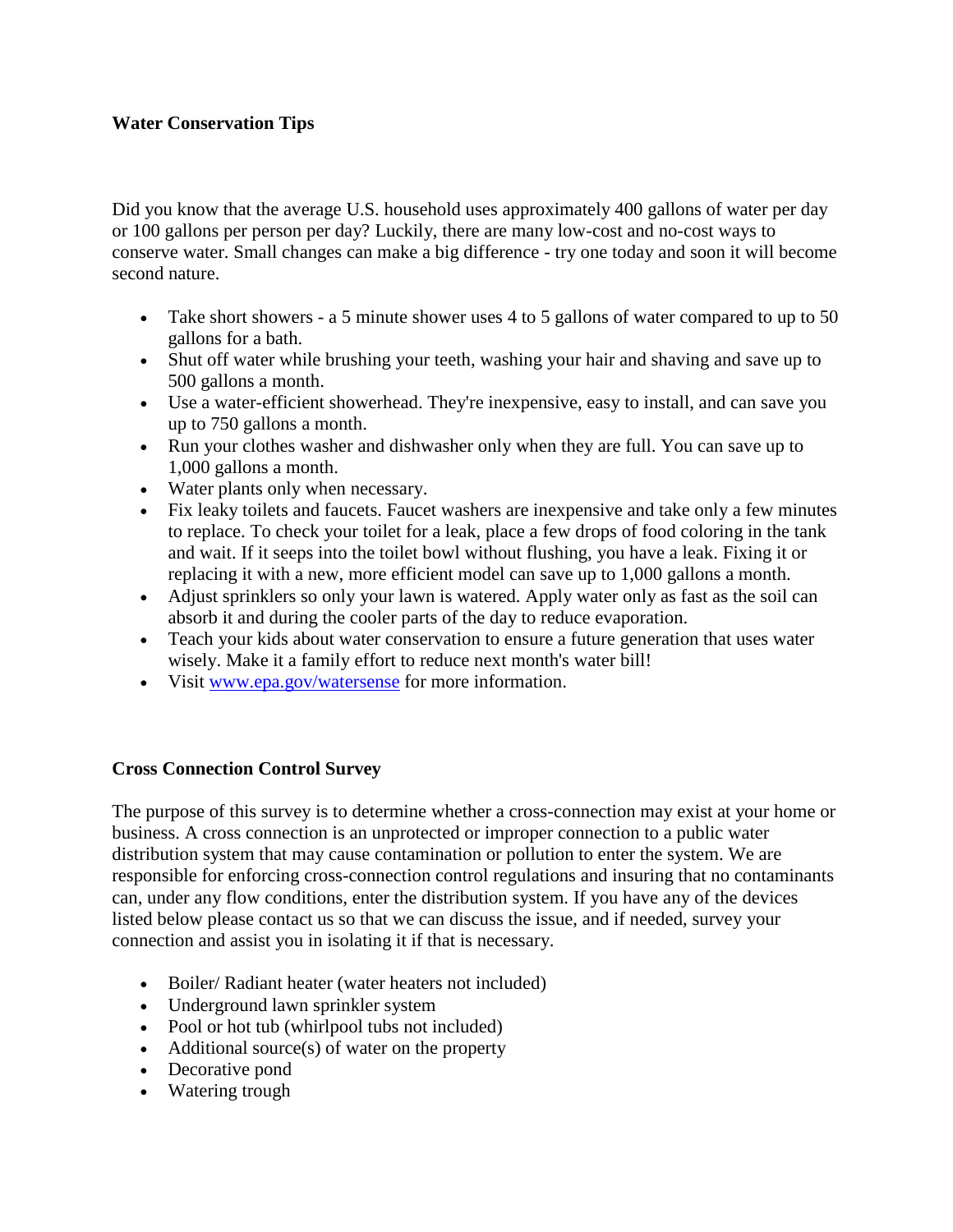**Water Conservation Tips**

Did you know that the average U.S. household uses approximately 400 gallons of water per day or 100 gallons per person per day? Luckily, there are many low-cost and no-cost ways to conserve water. Small changes can make a big difference - try one today and soon it will become second nature.

- Take short showers - a 5 minute shower uses 4 to 5 gallons of water compared to up to 50 gallons for a bath.
- Shut off water while brushing your teeth, washing your hair and shaving and save up to 500 gallons a month.
- Use a water-efficient showerhead. They're inexpensive, easy to install, and can save you up to 750 gallons a month.
- Run your clothes washer and dishwasher only when they are full. You can save up to 1,000 gallons a month.
- Water plants only when necessary.
- Fix leaky toilets and faucets. Faucet washers are inexpensive and take only a few minutes to replace. To check your toilet for a leak, place a few drops of food coloring in the tank and wait. If it seeps into the toilet bowl without flushing, you have a leak. Fixing it or replacing it with a new, more efficient model can save up to 1,000 gallons a month.
- Adjust sprinklers so only your lawn is watered. Apply water only as fast as the soil can absorb it and during the cooler parts of the day to reduce evaporation.
- Teach your kids about water conservation to ensure a future generation that uses water wisely. Make it a family effort to reduce next month's water bill!
- Visit [www.epa.gov/watersense](http://www.epa.gov/watersense) for more information.

**Cross Connection Control Survey**

The purpose of this survey is to determine whether a cross-connection may exist at your home or business. A cross connection is an unprotected or improper connection to a public water distribution system that may cause contamination or pollution to enter the system. We are responsible for enforcing cross-connection control regulations and insuring that no contaminants can, under any flow conditions, enter the distribution system. If you have any of the devices listed below please contact us so that we can discuss the issue, and if needed, survey your connection and assist you in isolating it if that is necessary.

- Boiler/ Radiant heater (water heaters not included)
- Underground lawn sprinkler system
- Pool or hot tub (whirlpool tubs not included)
- Additional source(s) of water on the property
- Decorative pond
- Watering trough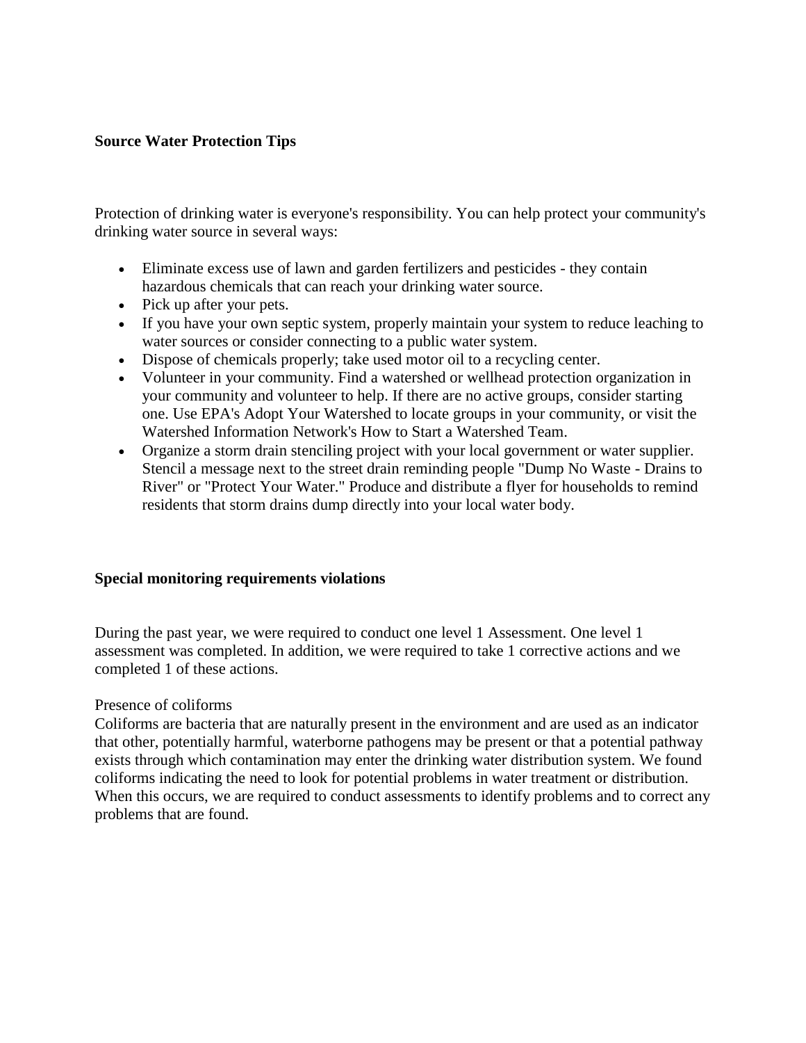**Source Water Protection Tips**

Protection of drinking water is everyone's responsibility. You can help protect your community's drinking water source in several ways:

- Eliminate excess use of lawn and garden fertilizers and pesticides - they contain hazardous chemicals that can reach your drinking water source.
- Pick up after your pets.
- If you have your own septic system, properly maintain your system to reduce leaching to water sources or consider connecting to a public water system.
- Dispose of chemicals properly; take used motor oil to a recycling center.
- Volunteer in your community. Find a watershed or wellhead protection organization in your community and volunteer to help. If there are no active groups, consider starting one. Use EPA's Adopt Your Watershed to locate groups in your community, or visit the Watershed Information Network's How to Start a Watershed Team.
- Organize a storm drain stenciling project with your local government or water supplier. Stencil a message next to the street drain reminding people "Dump No Waste - Drains to River" or "Protect Your Water." Produce and distribute a flyer for households to remind residents that storm drains dump directly into your local water body.

**Special monitoring requirements violations**

During the past year, we were required to conduct one level 1 Assessment. One level 1 assessment was completed. In addition, we were required to take 1 corrective actions and we completed 1 of these actions.

Presence of coliforms
Coliforms are bacteria that are naturally present in the environment and are used as an indicator that other, potentially harmful, waterborne pathogens may be present or that a potential pathway exists through which contamination may enter the drinking water distribution system. We found coliforms indicating the need to look for potential problems in water treatment or distribution. When this occurs, we are required to conduct assessments to identify problems and to correct any problems that are found.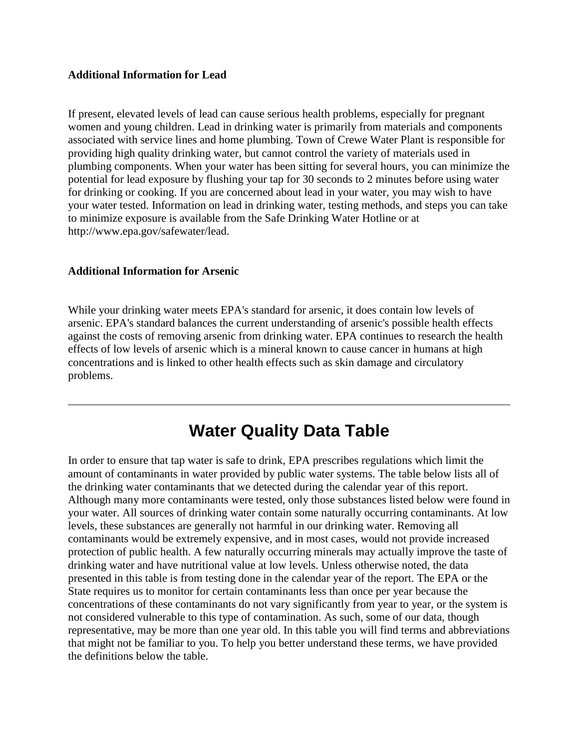**Additional Information for Lead**

If present, elevated levels of lead can cause serious health problems, especially for pregnant women and young children. Lead in drinking water is primarily from materials and components associated with service lines and home plumbing. Town of Crewe Water Plant is responsible for providing high quality drinking water, but cannot control the variety of materials used in plumbing components. When your water has been sitting for several hours, you can minimize the potential for lead exposure by flushing your tap for 30 seconds to 2 minutes before using water for drinking or cooking. If you are concerned about lead in your water, you may wish to have your water tested. Information on lead in drinking water, testing methods, and steps you can take to minimize exposure is available from the Safe Drinking Water Hotline or at http://www.epa.gov/safewater/lead.

**Additional Information for Arsenic**

While your drinking water meets EPA's standard for arsenic, it does contain low levels of arsenic. EPA's standard balances the current understanding of arsenic's possible health effects against the costs of removing arsenic from drinking water. EPA continues to research the health effects of low levels of arsenic which is a mineral known to cause cancer in humans at high concentrations and is linked to other health effects such as skin damage and circulatory problems.

---

# Water Quality Data Table

In order to ensure that tap water is safe to drink, EPA prescribes regulations which limit the amount of contaminants in water provided by public water systems. The table below lists all of the drinking water contaminants that we detected during the calendar year of this report. Although many more contaminants were tested, only those substances listed below were found in your water. All sources of drinking water contain some naturally occurring contaminants. At low levels, these substances are generally not harmful in our drinking water. Removing all contaminants would be extremely expensive, and in most cases, would not provide increased protection of public health. A few naturally occurring minerals may actually improve the taste of drinking water and have nutritional value at low levels. Unless otherwise noted, the data presented in this table is from testing done in the calendar year of the report. The EPA or the State requires us to monitor for certain contaminants less than once per year because the concentrations of these contaminants do not vary significantly from year to year, or the system is not considered vulnerable to this type of contamination. As such, some of our data, though representative, may be more than one year old. In this table you will find terms and abbreviations that might not be familiar to you. To help you better understand these terms, we have provided the definitions below the table.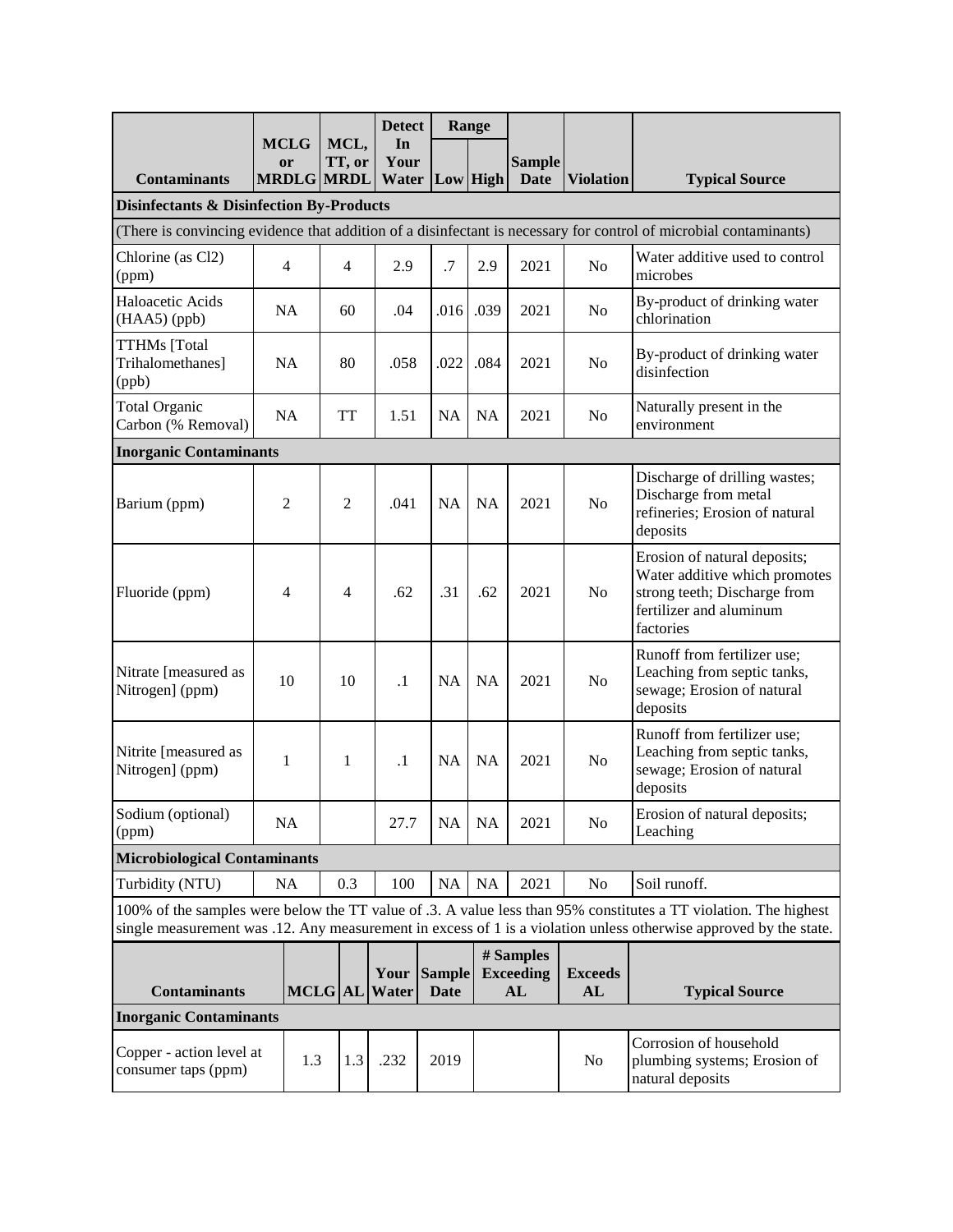| Contaminants | MCLG or MRDLG | MCL, TT, or MRDL | Detect In Your Water | Range | | Sample Date | Violation | Typical Source |
|---|---|---|---|---|---|---|---|---|
| | | | | Low | High | | | |
| **Disinfectants & Disinfection By-Products** | | | | | | | | |
| (There is convincing evidence that addition of a disinfectant is necessary for control of microbial contaminants) | | | | | | | | |
| Chlorine (as Cl2) (ppm) | 4 | 4 | 2.9 | .7 | 2.9 | 2021 | No | Water additive used to control microbes |
| Haloacetic Acids (HAA5) (ppb) | NA | 60 | .04 | .016 | .039 | 2021 | No | By-product of drinking water chlorination |
| TTHMs [Total Trihalomethanes] (ppb) | NA | 80 | .058 | .022 | .084 | 2021 | No | By-product of drinking water disinfection |
| Total Organic Carbon (% Removal) | NA | TT | 1.51 | NA | NA | 2021 | No | Naturally present in the environment |
| **Inorganic Contaminants** | | | | | | | | |
| Barium (ppm) | 2 | 2 | .041 | NA | NA | 2021 | No | Discharge of drilling wastes; Discharge from metal refineries; Erosion of natural deposits |
| Fluoride (ppm) | 4 | 4 | .62 | .31 | .62 | 2021 | No | Erosion of natural deposits; Water additive which promotes strong teeth; Discharge from fertilizer and aluminum factories |
| Nitrate [measured as Nitrogen] (ppm) | 10 | 10 | .1 | NA | NA | 2021 | No | Runoff from fertilizer use; Leaching from septic tanks, sewage; Erosion of natural deposits |
| Nitrite [measured as Nitrogen] (ppm) | 1 | 1 | .1 | NA | NA | 2021 | No | Runoff from fertilizer use; Leaching from septic tanks, sewage; Erosion of natural deposits |
| Sodium (optional) (ppm) | NA | | 27.7 | NA | NA | 2021 | No | Erosion of natural deposits; Leaching |
| **Microbiological Contaminants** | | | | | | | | |
| Turbidity (NTU) | NA | 0.3 | 100 | NA | NA | 2021 | No | Soil runoff. |
| 100% of the samples were below the TT value of .3. A value less than 95% constitutes a TT violation. The highest single measurement was .12. Any measurement in excess of 1 is a violation unless otherwise approved by the state. | | | | | | | | |

| Contaminants | MCLG | AL | Your Water | Sample Date | # Samples Exceeding AL | Exceeds AL | Typical Source |
|---|---|---|---|---|---|---|---|
| **Inorganic Contaminants** | | | | | | | |
| Copper - action level at consumer taps (ppm) | 1.3 | 1.3 | .232 | 2019 | | No | Corrosion of household plumbing systems; Erosion of natural deposits |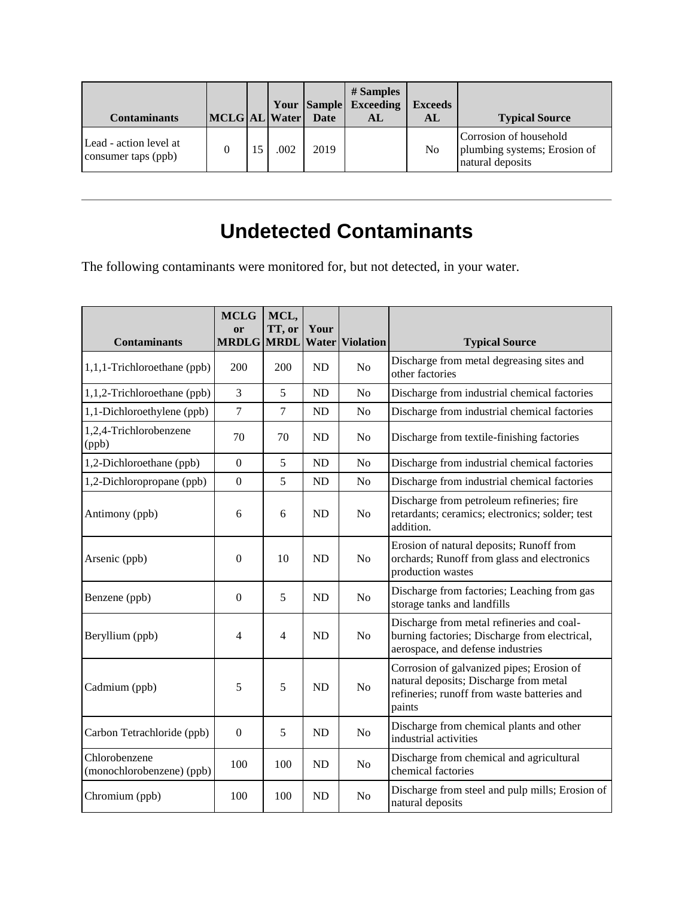| Contaminants | MCLG | AL | Your Water | Sample Date | # Samples Exceeding AL | Exceeds AL | Typical Source |
|---|---|---|---|---|---|---|---|
| Lead - action level at consumer taps (ppb) | 0 | 15 | .002 | 2019 | | No | Corrosion of household plumbing systems; Erosion of natural deposits |

---

# Undetected Contaminants

The following contaminants were monitored for, but not detected, in your water.

| Contaminants | MCLG or MRDLG | MCL, TT, or MRDL | Your Water | Violation | Typical Source |
|---|---|---|---|---|---|
| 1,1,1-Trichloroethane (ppb) | 200 | 200 | ND | No | Discharge from metal degreasing sites and other factories |
| 1,1,2-Trichloroethane (ppb) | 3 | 5 | ND | No | Discharge from industrial chemical factories |
| 1,1-Dichloroethylene (ppb) | 7 | 7 | ND | No | Discharge from industrial chemical factories |
| 1,2,4-Trichlorobenzene (ppb) | 70 | 70 | ND | No | Discharge from textile-finishing factories |
| 1,2-Dichloroethane (ppb) | 0 | 5 | ND | No | Discharge from industrial chemical factories |
| 1,2-Dichloropropane (ppb) | 0 | 5 | ND | No | Discharge from industrial chemical factories |
| Antimony (ppb) | 6 | 6 | ND | No | Discharge from petroleum refineries; fire retardants; ceramics; electronics; solder; test addition. |
| Arsenic (ppb) | 0 | 10 | ND | No | Erosion of natural deposits; Runoff from orchards; Runoff from glass and electronics production wastes |
| Benzene (ppb) | 0 | 5 | ND | No | Discharge from factories; Leaching from gas storage tanks and landfills |
| Beryllium (ppb) | 4 | 4 | ND | No | Discharge from metal refineries and coal-burning factories; Discharge from electrical, aerospace, and defense industries |
| Cadmium (ppb) | 5 | 5 | ND | No | Corrosion of galvanized pipes; Erosion of natural deposits; Discharge from metal refineries; runoff from waste batteries and paints |
| Carbon Tetrachloride (ppb) | 0 | 5 | ND | No | Discharge from chemical plants and other industrial activities |
| Chlorobenzene (monochlorobenzene) (ppb) | 100 | 100 | ND | No | Discharge from chemical and agricultural chemical factories |
| Chromium (ppb) | 100 | 100 | ND | No | Discharge from steel and pulp mills; Erosion of natural deposits |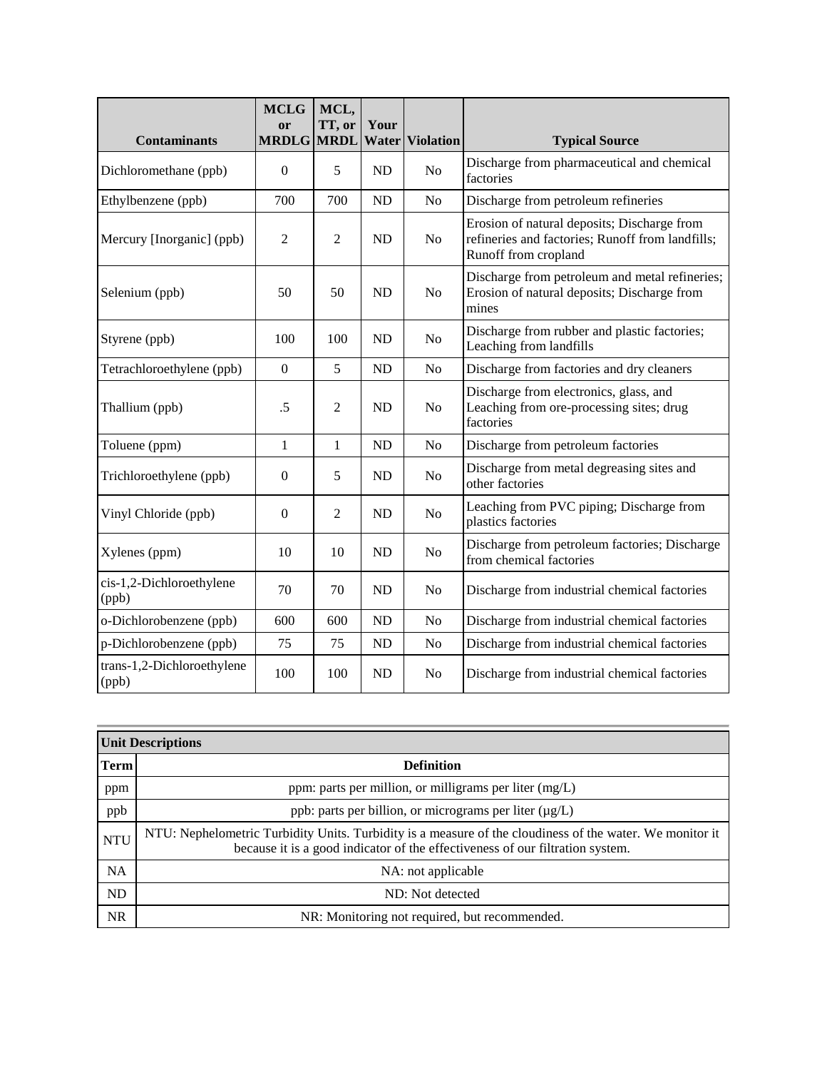| Contaminants | MCLG or MRDLG | MCL, TT, or MRDL | Your Water | Violation | Typical Source |
|---|---|---|---|---|---|
| Dichloromethane (ppb) | 0 | 5 | ND | No | Discharge from pharmaceutical and chemical factories |
| Ethylbenzene (ppb) | 700 | 700 | ND | No | Discharge from petroleum refineries |
| Mercury [Inorganic] (ppb) | 2 | 2 | ND | No | Erosion of natural deposits; Discharge from refineries and factories; Runoff from landfills; Runoff from cropland |
| Selenium (ppb) | 50 | 50 | ND | No | Discharge from petroleum and metal refineries; Erosion of natural deposits; Discharge from mines |
| Styrene (ppb) | 100 | 100 | ND | No | Discharge from rubber and plastic factories; Leaching from landfills |
| Tetrachloroethylene (ppb) | 0 | 5 | ND | No | Discharge from factories and dry cleaners |
| Thallium (ppb) | .5 | 2 | ND | No | Discharge from electronics, glass, and Leaching from ore-processing sites; drug factories |
| Toluene (ppm) | 1 | 1 | ND | No | Discharge from petroleum factories |
| Trichloroethylene (ppb) | 0 | 5 | ND | No | Discharge from metal degreasing sites and other factories |
| Vinyl Chloride (ppb) | 0 | 2 | ND | No | Leaching from PVC piping; Discharge from plastics factories |
| Xylenes (ppm) | 10 | 10 | ND | No | Discharge from petroleum factories; Discharge from chemical factories |
| cis-1,2-Dichloroethylene (ppb) | 70 | 70 | ND | No | Discharge from industrial chemical factories |
| o-Dichlorobenzene (ppb) | 600 | 600 | ND | No | Discharge from industrial chemical factories |
| p-Dichlorobenzene (ppb) | 75 | 75 | ND | No | Discharge from industrial chemical factories |
| trans-1,2-Dichloroethylene (ppb) | 100 | 100 | ND | No | Discharge from industrial chemical factories |

| Unit Descriptions | |
|---|---|
| **Term** | **Definition** |
| ppm | ppm: parts per million, or milligrams per liter (mg/L) |
| ppb | ppb: parts per billion, or micrograms per liter (µg/L) |
| NTU | NTU: Nephelometric Turbidity Units. Turbidity is a measure of the cloudiness of the water. We monitor it because it is a good indicator of the effectiveness of our filtration system. |
| NA | NA: not applicable |
| ND | ND: Not detected |
| NR | NR: Monitoring not required, but recommended. |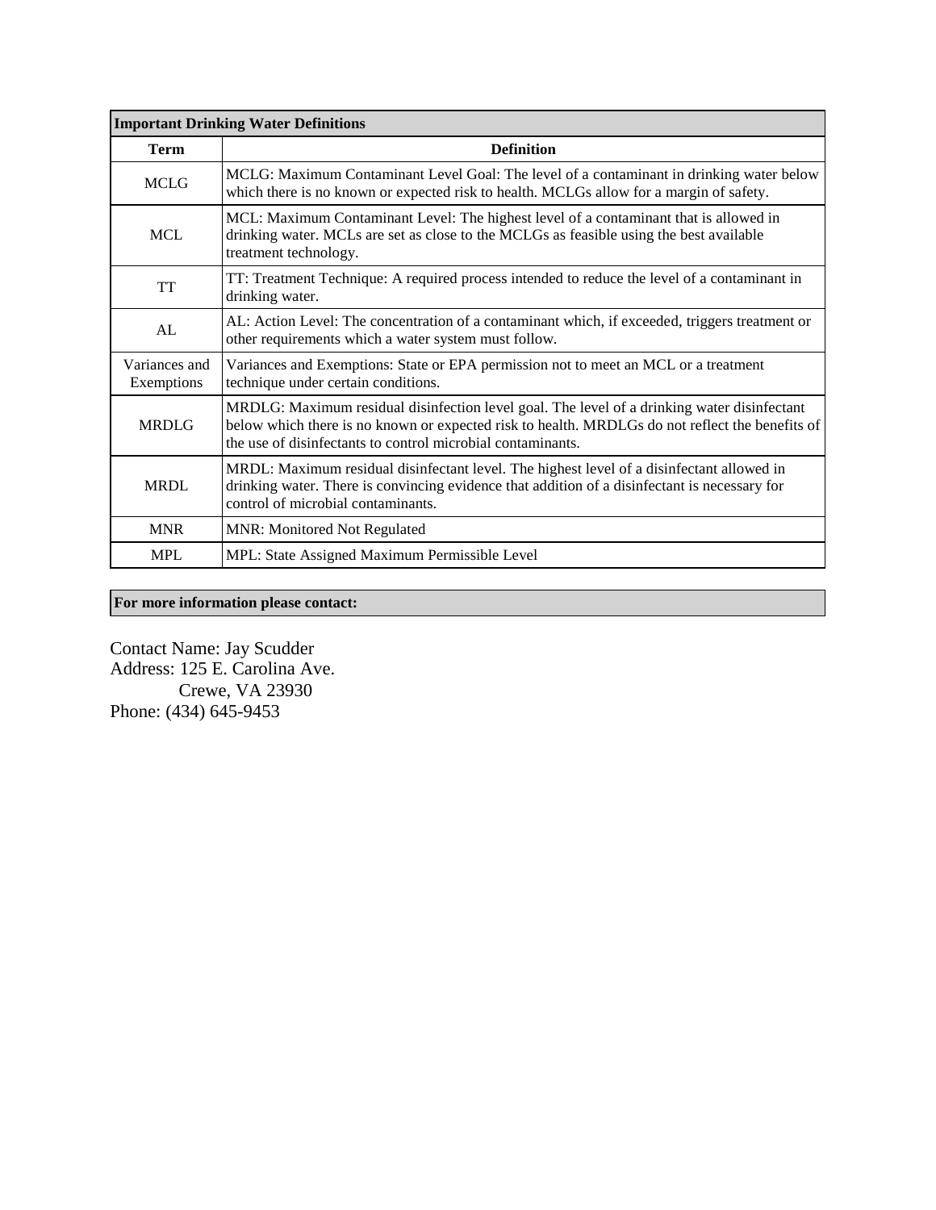| Important Drinking Water Definitions | |
|---|---|
| **Term** | **Definition** |
| MCLG | MCLG: Maximum Contaminant Level Goal: The level of a contaminant in drinking water below which there is no known or expected risk to health. MCLGs allow for a margin of safety. |
| MCL | MCL: Maximum Contaminant Level: The highest level of a contaminant that is allowed in drinking water. MCLs are set as close to the MCLGs as feasible using the best available treatment technology. |
| TT | TT: Treatment Technique: A required process intended to reduce the level of a contaminant in drinking water. |
| AL | AL: Action Level: The concentration of a contaminant which, if exceeded, triggers treatment or other requirements which a water system must follow. |
| Variances and Exemptions | Variances and Exemptions: State or EPA permission not to meet an MCL or a treatment technique under certain conditions. |
| MRDLG | MRDLG: Maximum residual disinfection level goal. The level of a drinking water disinfectant below which there is no known or expected risk to health. MRDLGs do not reflect the benefits of the use of disinfectants to control microbial contaminants. |
| MRDL | MRDL: Maximum residual disinfectant level. The highest level of a disinfectant allowed in drinking water. There is convincing evidence that addition of a disinfectant is necessary for control of microbial contaminants. |
| MNR | MNR: Monitored Not Regulated |
| MPL | MPL: State Assigned Maximum Permissible Level |

**For more information please contact:**

Contact Name: Jay Scudder
Address: 125 E. Carolina Ave.
Crewe, VA 23930
Phone: (434) 645-9453